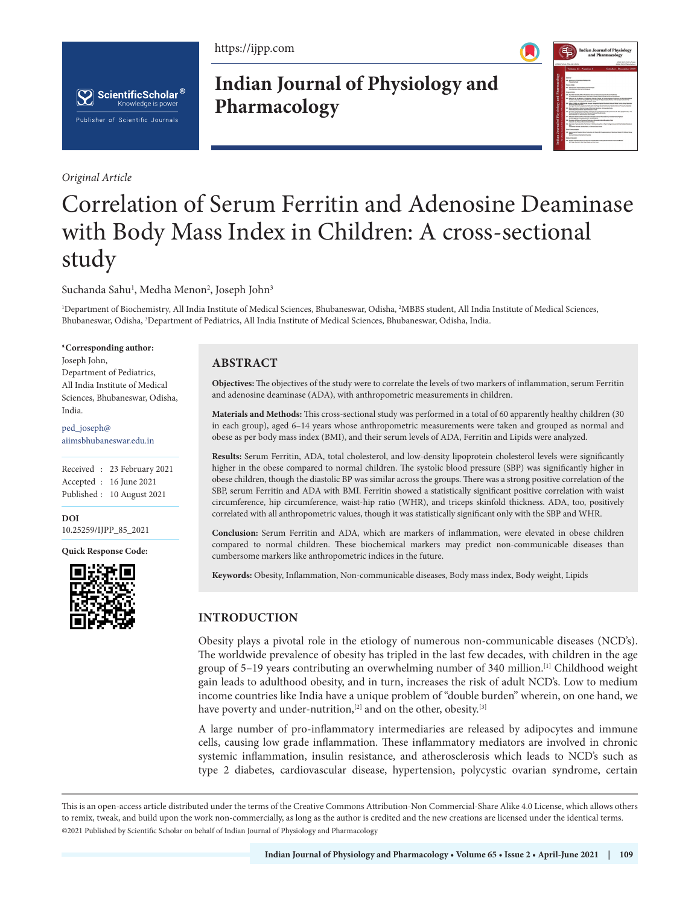*Original Article*

# Correlation of Serum Ferritin and Adenosine Deaminase with Body Mass Index in Children: A cross-sectional study

Suchanda Sahu[1], Medha Menon[2], Joseph John[3]

[1]Department of Biochemistry, All India Institute of Medical Sciences, Bhubaneswar, Odisha, [2]MBBS student, All India Institute of Medical Sciences, Bhubaneswar, Odisha, [3]Department of Pediatrics, All India Institute of Medical Sciences, Bhubaneswar, Odisha, India.

**\*Corresponding author:**
Joseph John,
Department of Pediatrics,
All India Institute of Medical Sciences, Bhubaneswar, Odisha, India.

ped_joseph@aiimsbhubaneswar.edu.in

Received : 23 February 2021
Accepted : 16 June 2021
Published : 10 August 2021

**DOI**
10.25259/IJPP_85_2021

**Quick Response Code:**

## ABSTRACT

**Objectives:** The objectives of the study were to correlate the levels of two markers of inflammation, serum Ferritin and adenosine deaminase (ADA), with anthropometric measurements in children.

**Materials and Methods:** This cross-sectional study was performed in a total of 60 apparently healthy children (30 in each group), aged 6–14 years whose anthropometric measurements were taken and grouped as normal and obese as per body mass index (BMI), and their serum levels of ADA, Ferritin and Lipids were analyzed.

**Results:** Serum Ferritin, ADA, total cholesterol, and low-density lipoprotein cholesterol levels were significantly higher in the obese compared to normal children. The systolic blood pressure (SBP) was significantly higher in obese children, though the diastolic BP was similar across the groups. There was a strong positive correlation of the SBP, serum Ferritin and ADA with BMI. Ferritin showed a statistically significant positive correlation with waist circumference, hip circumference, waist-hip ratio (WHR), and triceps skinfold thickness. ADA, too, positively correlated with all anthropometric values, though it was statistically significant only with the SBP and WHR.

**Conclusion:** Serum Ferritin and ADA, which are markers of inflammation, were elevated in obese children compared to normal children. These biochemical markers may predict non-communicable diseases than cumbersome markers like anthropometric indices in the future.

**Keywords:** Obesity, Inflammation, Non-communicable diseases, Body mass index, Body weight, Lipids

## INTRODUCTION

Obesity plays a pivotal role in the etiology of numerous non-communicable diseases (NCD's). The worldwide prevalence of obesity has tripled in the last few decades, with children in the age group of 5–19 years contributing an overwhelming number of 340 million.[1] Childhood weight gain leads to adulthood obesity, and in turn, increases the risk of adult NCD's. Low to medium income countries like India have a unique problem of "double burden" wherein, on one hand, we have poverty and under-nutrition,[2] and on the other, obesity.[3]

A large number of pro-inflammatory intermediaries are released by adipocytes and immune cells, causing low grade inflammation. These inflammatory mediators are involved in chronic systemic inflammation, insulin resistance, and atherosclerosis which leads to NCD's such as type 2 diabetes, cardiovascular disease, hypertension, polycystic ovarian syndrome, certain

This is an open-access article distributed under the terms of the Creative Commons Attribution-Non Commercial-Share Alike 4.0 License, which allows others to remix, tweak, and build upon the work non-commercially, as long as the author is credited and the new creations are licensed under the identical terms.
©2021 Published by Scientific Scholar on behalf of Indian Journal of Physiology and Pharmacology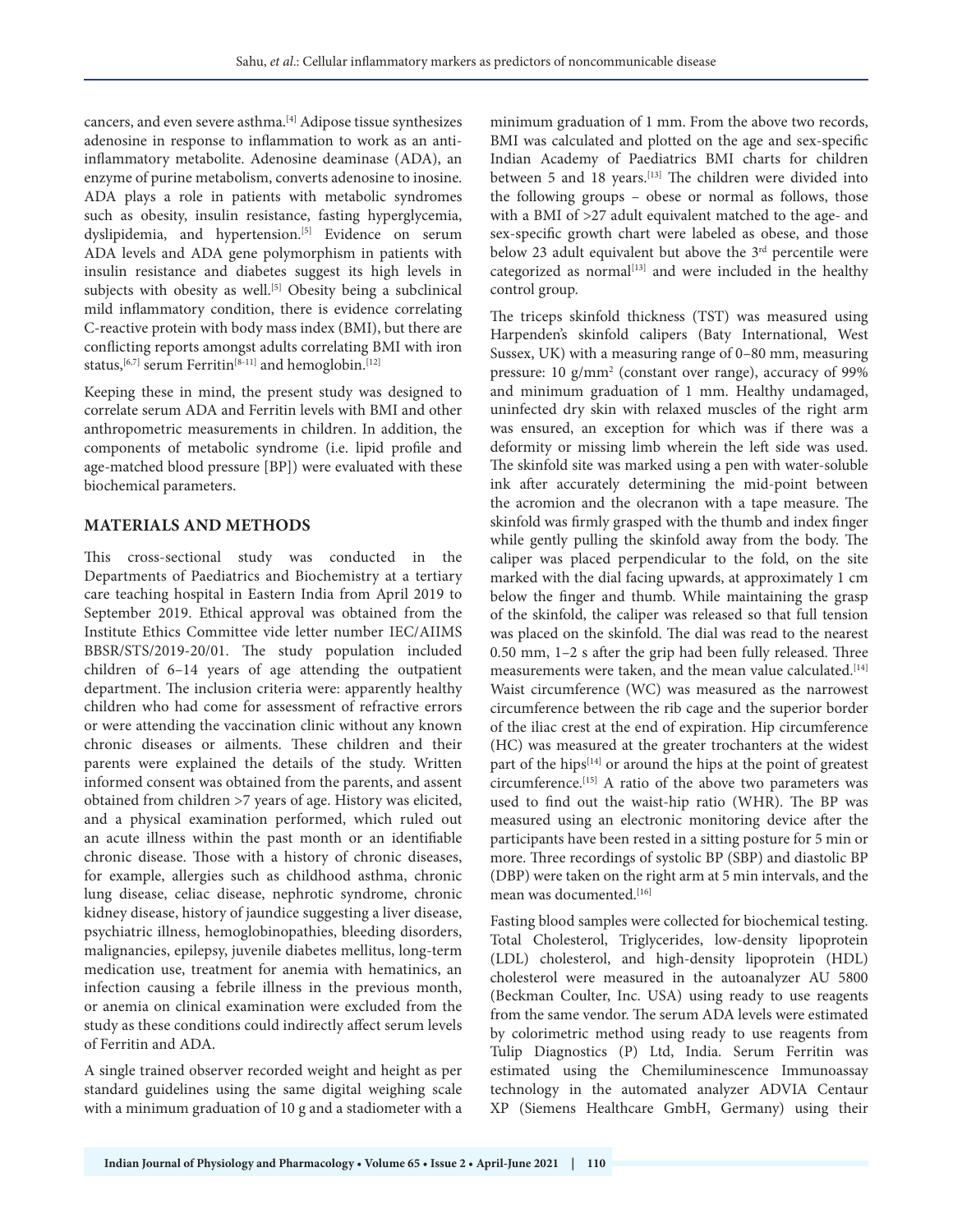cancers, and even severe asthma.[4] Adipose tissue synthesizes adenosine in response to inflammation to work as an anti-inflammatory metabolite. Adenosine deaminase (ADA), an enzyme of purine metabolism, converts adenosine to inosine. ADA plays a role in patients with metabolic syndromes such as obesity, insulin resistance, fasting hyperglycemia, dyslipidemia, and hypertension.[5] Evidence on serum ADA levels and ADA gene polymorphism in patients with insulin resistance and diabetes suggest its high levels in subjects with obesity as well.[5] Obesity being a subclinical mild inflammatory condition, there is evidence correlating C-reactive protein with body mass index (BMI), but there are conflicting reports amongst adults correlating BMI with iron status,[6,7] serum Ferritin[8-11] and hemoglobin.[12]

Keeping these in mind, the present study was designed to correlate serum ADA and Ferritin levels with BMI and other anthropometric measurements in children. In addition, the components of metabolic syndrome (i.e. lipid profile and age-matched blood pressure [BP]) were evaluated with these biochemical parameters.

## MATERIALS AND METHODS

This cross-sectional study was conducted in the Departments of Paediatrics and Biochemistry at a tertiary care teaching hospital in Eastern India from April 2019 to September 2019. Ethical approval was obtained from the Institute Ethics Committee vide letter number IEC/AIIMS BBSR/STS/2019-20/01. The study population included children of 6–14 years of age attending the outpatient department. The inclusion criteria were: apparently healthy children who had come for assessment of refractive errors or were attending the vaccination clinic without any known chronic diseases or ailments. These children and their parents were explained the details of the study. Written informed consent was obtained from the parents, and assent obtained from children >7 years of age. History was elicited, and a physical examination performed, which ruled out an acute illness within the past month or an identifiable chronic disease. Those with a history of chronic diseases, for example, allergies such as childhood asthma, chronic lung disease, celiac disease, nephrotic syndrome, chronic kidney disease, history of jaundice suggesting a liver disease, psychiatric illness, hemoglobinopathies, bleeding disorders, malignancies, epilepsy, juvenile diabetes mellitus, long-term medication use, treatment for anemia with hematinics, an infection causing a febrile illness in the previous month, or anemia on clinical examination were excluded from the study as these conditions could indirectly affect serum levels of Ferritin and ADA.

A single trained observer recorded weight and height as per standard guidelines using the same digital weighing scale with a minimum graduation of 10 g and a stadiometer with a minimum graduation of 1 mm. From the above two records, BMI was calculated and plotted on the age and sex-specific Indian Academy of Paediatrics BMI charts for children between 5 and 18 years.[13] The children were divided into the following groups – obese or normal as follows, those with a BMI of >27 adult equivalent matched to the age- and sex-specific growth chart were labeled as obese, and those below 23 adult equivalent but above the 3rd percentile were categorized as normal[13] and were included in the healthy control group.

The triceps skinfold thickness (TST) was measured using Harpenden's skinfold calipers (Baty International, West Sussex, UK) with a measuring range of 0–80 mm, measuring pressure: 10 g/mm$^2$ (constant over range), accuracy of 99% and minimum graduation of 1 mm. Healthy undamaged, uninfected dry skin with relaxed muscles of the right arm was ensured, an exception for which was if there was a deformity or missing limb wherein the left side was used. The skinfold site was marked using a pen with water-soluble ink after accurately determining the mid-point between the acromion and the olecranon with a tape measure. The skinfold was firmly grasped with the thumb and index finger while gently pulling the skinfold away from the body. The caliper was placed perpendicular to the fold, on the site marked with the dial facing upwards, at approximately 1 cm below the finger and thumb. While maintaining the grasp of the skinfold, the caliper was released so that full tension was placed on the skinfold. The dial was read to the nearest 0.50 mm, 1–2 s after the grip had been fully released. Three measurements were taken, and the mean value calculated.[14] Waist circumference (WC) was measured as the narrowest circumference between the rib cage and the superior border of the iliac crest at the end of expiration. Hip circumference (HC) was measured at the greater trochanters at the widest part of the hips[14] or around the hips at the point of greatest circumference.[15] A ratio of the above two parameters was used to find out the waist-hip ratio (WHR). The BP was measured using an electronic monitoring device after the participants have been rested in a sitting posture for 5 min or more. Three recordings of systolic BP (SBP) and diastolic BP (DBP) were taken on the right arm at 5 min intervals, and the mean was documented.[16]

Fasting blood samples were collected for biochemical testing. Total Cholesterol, Triglycerides, low-density lipoprotein (LDL) cholesterol, and high-density lipoprotein (HDL) cholesterol were measured in the autoanalyzer AU 5800 (Beckman Coulter, Inc. USA) using ready to use reagents from the same vendor. The serum ADA levels were estimated by colorimetric method using ready to use reagents from Tulip Diagnostics (P) Ltd, India. Serum Ferritin was estimated using the Chemiluminescence Immunoassay technology in the automated analyzer ADVIA Centaur XP (Siemens Healthcare GmbH, Germany) using their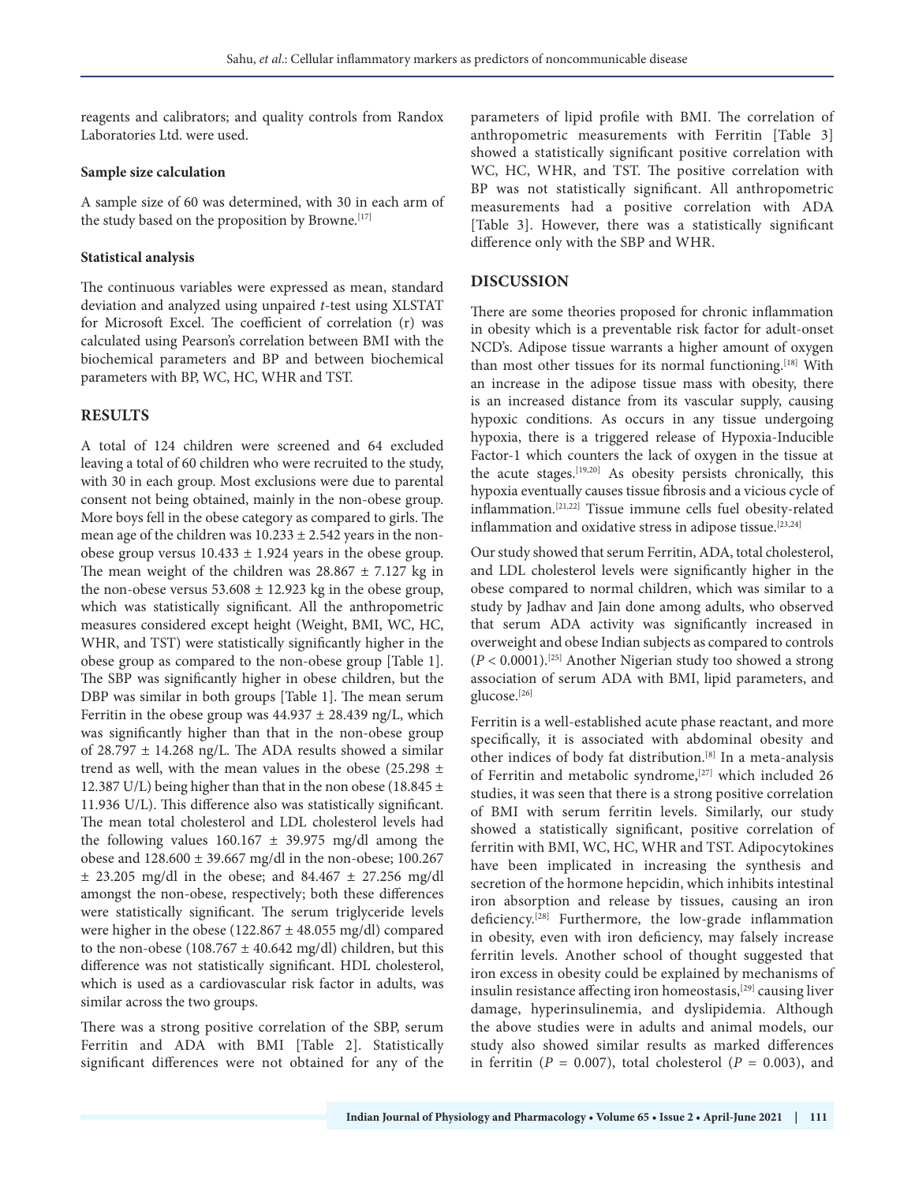reagents and calibrators; and quality controls from Randox Laboratories Ltd. were used.

### Sample size calculation

A sample size of 60 was determined, with 30 in each arm of the study based on the proposition by Browne.[17]

### Statistical analysis

The continuous variables were expressed as mean, standard deviation and analyzed using unpaired *t*-test using XLSTAT for Microsoft Excel. The coefficient of correlation (r) was calculated using Pearson's correlation between BMI with the biochemical parameters and BP and between biochemical parameters with BP, WC, HC, WHR and TST.

## RESULTS

A total of 124 children were screened and 64 excluded leaving a total of 60 children who were recruited to the study, with 30 in each group. Most exclusions were due to parental consent not being obtained, mainly in the non-obese group. More boys fell in the obese category as compared to girls. The mean age of the children was $10.233 \pm 2.542$ years in the non-obese group versus $10.433 \pm 1.924$ years in the obese group. The mean weight of the children was $28.867 \pm 7.127$ kg in the non-obese versus $53.608 \pm 12.923$ kg in the obese group, which was statistically significant. All the anthropometric measures considered except height (Weight, BMI, WC, HC, WHR, and TST) were statistically significantly higher in the obese group as compared to the non-obese group [Table 1]. The SBP was significantly higher in obese children, but the DBP was similar in both groups [Table 1]. The mean serum Ferritin in the obese group was $44.937 \pm 28.439$ ng/L, which was significantly higher than that in the non-obese group of $28.797 \pm 14.268$ ng/L. The ADA results showed a similar trend as well, with the mean values in the obese ($25.298 \pm 12.387$ U/L) being higher than that in the non obese ($18.845 \pm 11.936$ U/L). This difference also was statistically significant. The mean total cholesterol and LDL cholesterol levels had the following values $160.167 \pm 39.975$ mg/dl among the obese and $128.600 \pm 39.667$ mg/dl in the non-obese; $100.267 \pm 23.205$ mg/dl in the obese; and $84.467 \pm 27.256$ mg/dl amongst the non-obese, respectively; both these differences were statistically significant. The serum triglyceride levels were higher in the obese ($122.867 \pm 48.055$ mg/dl) compared to the non-obese ($108.767 \pm 40.642$ mg/dl) children, but this difference was not statistically significant. HDL cholesterol, which is used as a cardiovascular risk factor in adults, was similar across the two groups.

There was a strong positive correlation of the SBP, serum Ferritin and ADA with BMI [Table 2]. Statistically significant differences were not obtained for any of the parameters of lipid profile with BMI. The correlation of anthropometric measurements with Ferritin [Table 3] showed a statistically significant positive correlation with WC, HC, WHR, and TST. The positive correlation with BP was not statistically significant. All anthropometric measurements had a positive correlation with ADA [Table 3]. However, there was a statistically significant difference only with the SBP and WHR.

## DISCUSSION

There are some theories proposed for chronic inflammation in obesity which is a preventable risk factor for adult-onset NCD's. Adipose tissue warrants a higher amount of oxygen than most other tissues for its normal functioning.[18] With an increase in the adipose tissue mass with obesity, there is an increased distance from its vascular supply, causing hypoxic conditions. As occurs in any tissue undergoing hypoxia, there is a triggered release of Hypoxia-Inducible Factor-1 which counters the lack of oxygen in the tissue at the acute stages.[19,20] As obesity persists chronically, this hypoxia eventually causes tissue fibrosis and a vicious cycle of inflammation.[21,22] Tissue immune cells fuel obesity-related inflammation and oxidative stress in adipose tissue.[23,24]

Our study showed that serum Ferritin, ADA, total cholesterol, and LDL cholesterol levels were significantly higher in the obese compared to normal children, which was similar to a study by Jadhav and Jain done among adults, who observed that serum ADA activity was significantly increased in overweight and obese Indian subjects as compared to controls ($P < 0.0001$).[25] Another Nigerian study too showed a strong association of serum ADA with BMI, lipid parameters, and glucose.[26]

Ferritin is a well-established acute phase reactant, and more specifically, it is associated with abdominal obesity and other indices of body fat distribution.[8] In a meta-analysis of Ferritin and metabolic syndrome,[27] which included 26 studies, it was seen that there is a strong positive correlation of BMI with serum ferritin levels. Similarly, our study showed a statistically significant, positive correlation of ferritin with BMI, WC, HC, WHR and TST. Adipocytokines have been implicated in increasing the synthesis and secretion of the hormone hepcidin, which inhibits intestinal iron absorption and release by tissues, causing an iron deficiency.[28] Furthermore, the low-grade inflammation in obesity, even with iron deficiency, may falsely increase ferritin levels. Another school of thought suggested that iron excess in obesity could be explained by mechanisms of insulin resistance affecting iron homeostasis,[29] causing liver damage, hyperinsulinemia, and dyslipidemia. Although the above studies were in adults and animal models, our study also showed similar results as marked differences in ferritin ($P = 0.007$), total cholesterol ($P = 0.003$), and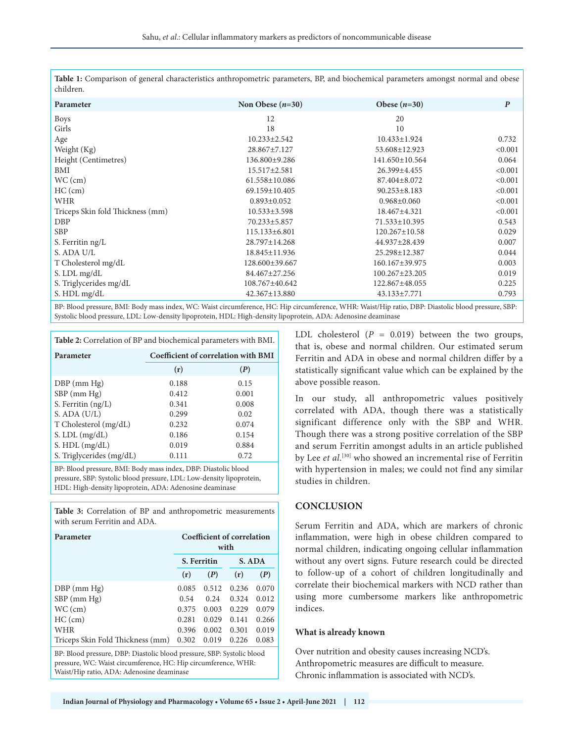**Table 1:** Comparison of general characteristics anthropometric parameters, BP, and biochemical parameters amongst normal and obese children.

| Parameter | Non Obese (*n*=30) | Obese (*n*=30) | *P* |
|---|---|---|---|
| Boys | 12 | 20 | |
| Girls | 18 | 10 | |
| Age | 10.233±2.542 | 10.433±1.924 | 0.732 |
| Weight (Kg) | 28.867±7.127 | 53.608±12.923 | <0.001 |
| Height (Centimetres) | 136.800±9.286 | 141.650±10.564 | 0.064 |
| BMI | 15.517±2.581 | 26.399±4.455 | <0.001 |
| WC (cm) | 61.558±10.086 | 87.404±8.072 | <0.001 |
| HC (cm) | 69.159±10.405 | 90.253±8.183 | <0.001 |
| WHR | 0.893±0.052 | 0.968±0.060 | <0.001 |
| Triceps Skin fold Thickness (mm) | 10.533±3.598 | 18.467±4.321 | <0.001 |
| DBP | 70.233±5.857 | 71.533±10.395 | 0.543 |
| SBP | 115.133±6.801 | 120.267±10.58 | 0.029 |
| S. Ferritin ng/L | 28.797±14.268 | 44.937±28.439 | 0.007 |
| S. ADA U/L | 18.845±11.936 | 25.298±12.387 | 0.044 |
| T Cholesterol mg/dL | 128.600±39.667 | 160.167±39.975 | 0.003 |
| S. LDL mg/dL | 84.467±27.256 | 100.267±23.205 | 0.019 |
| S. Triglycerides mg/dL | 108.767±40.642 | 122.867±48.055 | 0.225 |
| S. HDL mg/dL | 42.367±13.880 | 43.133±7.771 | 0.793 |

BP: Blood pressure, BMI: Body mass index, WC: Waist circumference, HC: Hip circumference, WHR: Waist/Hip ratio, DBP: Diastolic blood pressure, SBP: Systolic blood pressure, LDL: Low-density lipoprotein, HDL: High-density lipoprotein, ADA: Adenosine deaminase

**Table 2:** Correlation of BP and biochemical parameters with BMI.

| Parameter | Coefficient of correlation with BMI | |
|---|---|---|
| | (r) | (*P*) |
| DBP (mm Hg) | 0.188 | 0.15 |
| SBP (mm Hg) | 0.412 | 0.001 |
| S. Ferritin (ng/L) | 0.341 | 0.008 |
| S. ADA (U/L) | 0.299 | 0.02 |
| T Cholesterol (mg/dL) | 0.232 | 0.074 |
| S. LDL (mg/dL) | 0.186 | 0.154 |
| S. HDL (mg/dL) | 0.019 | 0.884 |
| S. Triglycerides (mg/dL) | 0.111 | 0.72 |

BP: Blood pressure, BMI: Body mass index, DBP: Diastolic blood pressure, SBP: Systolic blood pressure, LDL: Low-density lipoprotein, HDL: High-density lipoprotein, ADA: Adenosine deaminase

**Table 3:** Correlation of BP and anthropometric measurements with serum Ferritin and ADA.

| Parameter | Coefficient of correlation with | | | |
|---|---|---|---|---|
| | S. Ferritin | | S. ADA | |
| | (r) | (*P*) | (r) | (*P*) |
| DBP (mm Hg) | 0.085 | 0.512 | 0.236 | 0.070 |
| SBP (mm Hg) | 0.54 | 0.24 | 0.324 | 0.012 |
| WC (cm) | 0.375 | 0.003 | 0.229 | 0.079 |
| HC (cm) | 0.281 | 0.029 | 0.141 | 0.266 |
| WHR | 0.396 | 0.002 | 0.301 | 0.019 |
| Triceps Skin Fold Thickness (mm) | 0.302 | 0.019 | 0.226 | 0.083 |

BP: Blood pressure, DBP: Diastolic blood pressure, SBP: Systolic blood pressure, WC: Waist circumference, HC: Hip circumference, WHR: Waist/Hip ratio, ADA: Adenosine deaminase

LDL cholesterol ($P = 0.019$) between the two groups, that is, obese and normal children. Our estimated serum Ferritin and ADA in obese and normal children differ by a statistically significant value which can be explained by the above possible reason.

In our study, all anthropometric values positively correlated with ADA, though there was a statistically significant difference only with the SBP and WHR. Though there was a strong positive correlation of the SBP and serum Ferritin amongst adults in an article published by Lee *et al*.[30] who showed an incremental rise of Ferritin with hypertension in males; we could not find any similar studies in children.

## CONCLUSION

Serum Ferritin and ADA, which are markers of chronic inflammation, were high in obese children compared to normal children, indicating ongoing cellular inflammation without any overt signs. Future research could be directed to follow-up of a cohort of children longitudinally and correlate their biochemical markers with NCD rather than using more cumbersome markers like anthropometric indices.

### What is already known

Over nutrition and obesity causes increasing NCD's.
Anthropometric measures are difficult to measure.
Chronic inflammation is associated with NCD's.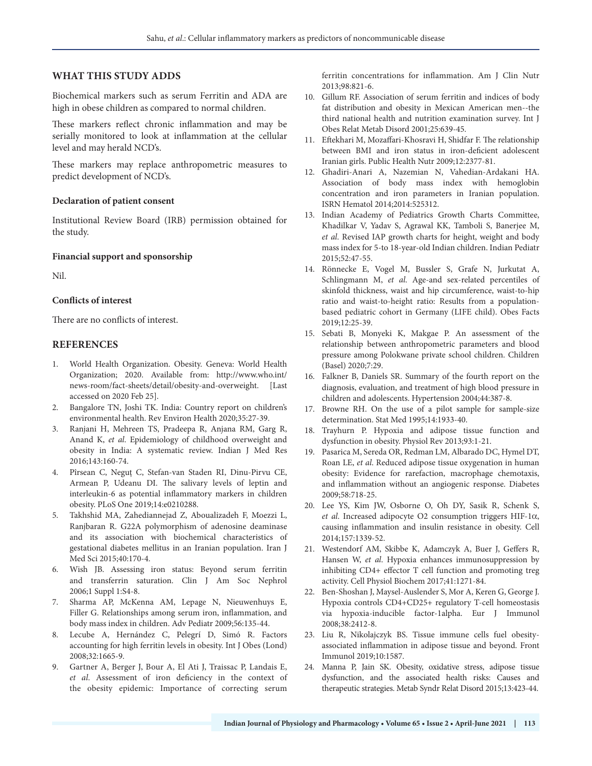## WHAT THIS STUDY ADDS

Biochemical markers such as serum Ferritin and ADA are high in obese children as compared to normal children.

These markers reflect chronic inflammation and may be serially monitored to look at inflammation at the cellular level and may herald NCD's.

These markers may replace anthropometric measures to predict development of NCD's.

### Declaration of patient consent

Institutional Review Board (IRB) permission obtained for the study.

### Financial support and sponsorship

Nil.

### Conflicts of interest

There are no conflicts of interest.

## REFERENCES

1. World Health Organization. Obesity. Geneva: World Health Organization; 2020. Available from: http://www.who.int/news-room/fact-sheets/detail/obesity-and-overweight. [Last accessed on 2020 Feb 25].
2. Bangalore TN, Joshi TK. India: Country report on children's environmental health. Rev Environ Health 2020;35:27-39.
3. Ranjani H, Mehreen TS, Pradeepa R, Anjana RM, Garg R, Anand K, *et al*. Epidemiology of childhood overweight and obesity in India: A systematic review. Indian J Med Res 2016;143:160-74.
4. Pîrsean C, Neguț C, Stefan-van Staden RI, Dinu-Pirvu CE, Armean P, Udeanu DI. The salivary levels of leptin and interleukin-6 as potential inflammatory markers in children obesity. PLoS One 2019;14:e0210288.
5. Takhshid MA, Zahediannejad Z, Aboualizadeh F, Moezzi L, Ranjbaran R. G22A polymorphism of adenosine deaminase and its association with biochemical characteristics of gestational diabetes mellitus in an Iranian population. Iran J Med Sci 2015;40:170-4.
6. Wish JB. Assessing iron status: Beyond serum ferritin and transferrin saturation. Clin J Am Soc Nephrol 2006;1 Suppl 1:S4-8.
7. Sharma AP, McKenna AM, Lepage N, Nieuwenhuys E, Filler G. Relationships among serum iron, inflammation, and body mass index in children. Adv Pediatr 2009;56:135-44.
8. Lecube A, Hernández C, Pelegrí D, Simó R. Factors accounting for high ferritin levels in obesity. Int J Obes (Lond) 2008;32:1665-9.
9. Gartner A, Berger J, Bour A, El Ati J, Traissac P, Landais E, *et al*. Assessment of iron deficiency in the context of the obesity epidemic: Importance of correcting serum ferritin concentrations for inflammation. Am J Clin Nutr 2013;98:821-6.
10. Gillum RF. Association of serum ferritin and indices of body fat distribution and obesity in Mexican American men--the third national health and nutrition examination survey. Int J Obes Relat Metab Disord 2001;25:639-45.
11. Eftekhari M, Mozaffari-Khosravi H, Shidfar F. The relationship between BMI and iron status in iron-deficient adolescent Iranian girls. Public Health Nutr 2009;12:2377-81.
12. Ghadiri-Anari A, Nazemian N, Vahedian-Ardakani HA. Association of body mass index with hemoglobin concentration and iron parameters in Iranian population. ISRN Hematol 2014;2014:525312.
13. Indian Academy of Pediatrics Growth Charts Committee, Khadilkar V, Yadav S, Agrawal KK, Tamboli S, Banerjee M, *et al*. Revised IAP growth charts for height, weight and body mass index for 5-to 18-year-old Indian children. Indian Pediatr 2015;52:47-55.
14. Rönnecke E, Vogel M, Bussler S, Grafe N, Jurkutat A, Schlingmann M, *et al.* Age-and sex-related percentiles of skinfold thickness, waist and hip circumference, waist-to-hip ratio and waist-to-height ratio: Results from a population-based pediatric cohort in Germany (LIFE child). Obes Facts 2019;12:25-39.
15. Sebati B, Monyeki K, Makgae P. An assessment of the relationship between anthropometric parameters and blood pressure among Polokwane private school children. Children (Basel) 2020;7:29.
16. Falkner B, Daniels SR. Summary of the fourth report on the diagnosis, evaluation, and treatment of high blood pressure in children and adolescents. Hypertension 2004;44:387-8.
17. Browne RH. On the use of a pilot sample for sample-size determination. Stat Med 1995;14:1933-40.
18. Trayhurn P. Hypoxia and adipose tissue function and dysfunction in obesity. Physiol Rev 2013;93:1-21.
19. Pasarica M, Sereda OR, Redman LM, Albarado DC, Hymel DT, Roan LE, *et al*. Reduced adipose tissue oxygenation in human obesity: Evidence for rarefaction, macrophage chemotaxis, and inflammation without an angiogenic response. Diabetes 2009;58:718-25.
20. Lee YS, Kim JW, Osborne O, Oh DY, Sasik R, Schenk S, *et al*. Increased adipocyte O2 consumption triggers HIF-1α, causing inflammation and insulin resistance in obesity. Cell 2014;157:1339-52.
21. Westendorf AM, Skibbe K, Adamczyk A, Buer J, Geffers R, Hansen W, *et al*. Hypoxia enhances immunosuppression by inhibiting CD4+ effector T cell function and promoting treg activity. Cell Physiol Biochem 2017;41:1271-84.
22. Ben-Shoshan J, Maysel-Auslender S, Mor A, Keren G, George J. Hypoxia controls CD4+CD25+ regulatory T-cell homeostasis via hypoxia-inducible factor-1alpha. Eur J Immunol 2008;38:2412-8.
23. Liu R, Nikolajczyk BS. Tissue immune cells fuel obesity-associated inflammation in adipose tissue and beyond. Front Immunol 2019;10:1587.
24. Manna P, Jain SK. Obesity, oxidative stress, adipose tissue dysfunction, and the associated health risks: Causes and therapeutic strategies. Metab Syndr Relat Disord 2015;13:423-44.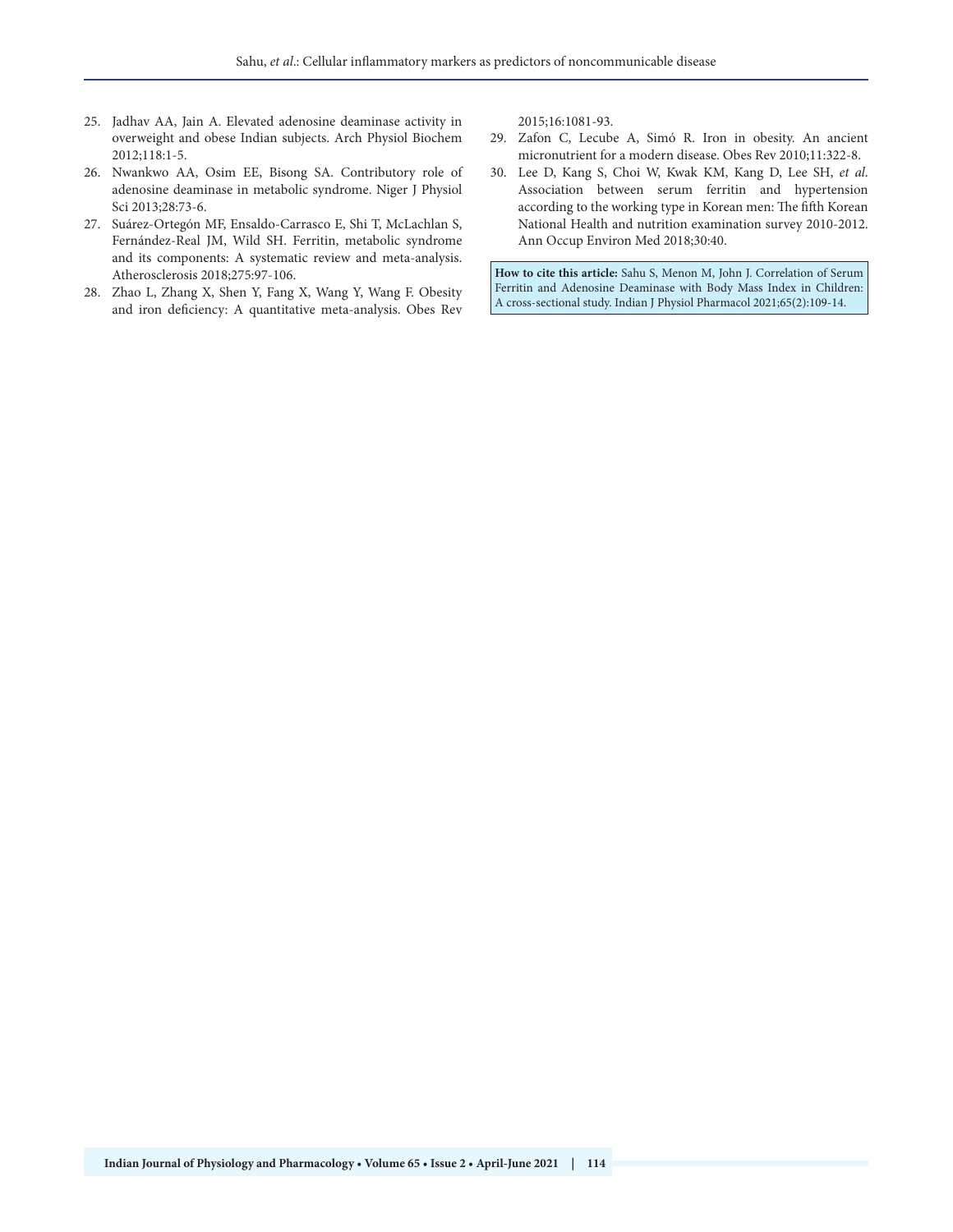25. Jadhav AA, Jain A. Elevated adenosine deaminase activity in overweight and obese Indian subjects. Arch Physiol Biochem 2012;118:1-5.
26. Nwankwo AA, Osim EE, Bisong SA. Contributory role of adenosine deaminase in metabolic syndrome. Niger J Physiol Sci 2013;28:73-6.
27. Suárez-Ortegón MF, Ensaldo-Carrasco E, Shi T, McLachlan S, Fernández-Real JM, Wild SH. Ferritin, metabolic syndrome and its components: A systematic review and meta-analysis. Atherosclerosis 2018;275:97-106.
28. Zhao L, Zhang X, Shen Y, Fang X, Wang Y, Wang F. Obesity and iron deficiency: A quantitative meta-analysis. Obes Rev 2015;16:1081-93.
29. Zafon C, Lecube A, Simó R. Iron in obesity. An ancient micronutrient for a modern disease. Obes Rev 2010;11:322-8.
30. Lee D, Kang S, Choi W, Kwak KM, Kang D, Lee SH, *et al*. Association between serum ferritin and hypertension according to the working type in Korean men: The fifth Korean National Health and nutrition examination survey 2010-2012. Ann Occup Environ Med 2018;30:40.

**How to cite this article:** Sahu S, Menon M, John J. Correlation of Serum Ferritin and Adenosine Deaminase with Body Mass Index in Children: A cross-sectional study. Indian J Physiol Pharmacol 2021;65(2):109-14.